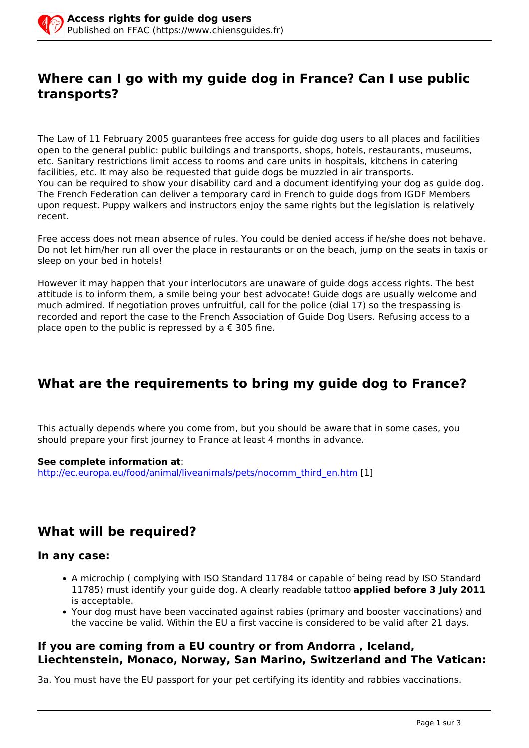## Where can I go with my guide dog in France? Can I use public transports?

The Law of 11 February 2005 guarantees free access for guide dog users to all places and facilities open to the general public: public buildings and transports, shops, hotels, restaurants, museums, etc. Sanitary restrictions limit access to rooms and care units in hospitals, kitchens in catering facilities, etc. It may also be requested that guide dogs be muzzled in air transports.
You can be required to show your disability card and a document identifying your dog as guide dog. The French Federation can deliver a temporary card in French to guide dogs from IGDF Members upon request. Puppy walkers and instructors enjoy the same rights but the legislation is relatively recent.

Free access does not mean absence of rules. You could be denied access if he/she does not behave. Do not let him/her run all over the place in restaurants or on the beach, jump on the seats in taxis or sleep on your bed in hotels!

However it may happen that your interlocutors are unaware of guide dogs access rights. The best attitude is to inform them, a smile being your best advocate! Guide dogs are usually welcome and much admired. If negotiation proves unfruitful, call for the police (dial 17) so the trespassing is recorded and report the case to the French Association of Guide Dog Users. Refusing access to a place open to the public is repressed by a € 305 fine.

## What are the requirements to bring my guide dog to France?

This actually depends where you come from, but you should be aware that in some cases, you should prepare your first journey to France at least 4 months in advance.

**See complete information at**:
http://ec.europa.eu/food/animal/liveanimals/pets/nocomm_third_en.htm [1]

## What will be required?

### In any case:

- A microchip ( complying with ISO Standard 11784 or capable of being read by ISO Standard 11785) must identify your guide dog. A clearly readable tattoo **applied before 3 July 2011** is acceptable.
- Your dog must have been vaccinated against rabies (primary and booster vaccinations) and the vaccine be valid. Within the EU a first vaccine is considered to be valid after 21 days.

### If you are coming from a EU country or from Andorra , Iceland, Liechtenstein, Monaco, Norway, San Marino, Switzerland and The Vatican:

3a. You must have the EU passport for your pet certifying its identity and rabbies vaccinations.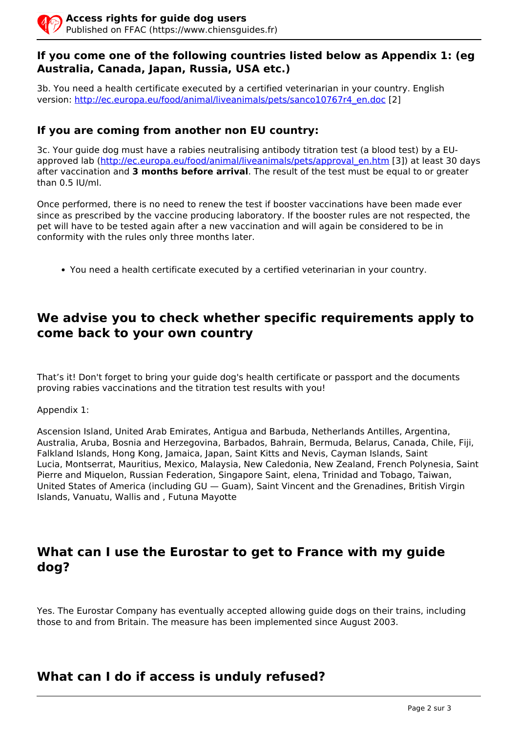### If you come one of the following countries listed below as Appendix 1: (eg Australia, Canada, Japan, Russia, USA etc.)

3b. You need a health certificate executed by a certified veterinarian in your country. English version: http://ec.europa.eu/food/animal/liveanimals/pets/sanco10767r4_en.doc [2]

### If you are coming from another non EU country:

3c. Your guide dog must have a rabies neutralising antibody titration test (a blood test) by a EU-approved lab (http://ec.europa.eu/food/animal/liveanimals/pets/approval_en.htm [3]) at least 30 days after vaccination and **3 months before arrival**. The result of the test must be equal to or greater than 0.5 IU/ml.

Once performed, there is no need to renew the test if booster vaccinations have been made ever since as prescribed by the vaccine producing laboratory. If the booster rules are not respected, the pet will have to be tested again after a new vaccination and will again be considered to be in conformity with the rules only three months later.

- You need a health certificate executed by a certified veterinarian in your country.

## We advise you to check whether specific requirements apply to come back to your own country

That's it! Don't forget to bring your guide dog's health certificate or passport and the documents proving rabies vaccinations and the titration test results with you!

Appendix 1:

Ascension Island, United Arab Emirates, Antigua and Barbuda, Netherlands Antilles, Argentina, Australia, Aruba, Bosnia and Herzegovina, Barbados, Bahrain, Bermuda, Belarus, Canada, Chile, Fiji, Falkland Islands, Hong Kong, Jamaica, Japan, Saint Kitts and Nevis, Cayman Islands, Saint Lucia, Montserrat, Mauritius, Mexico, Malaysia, New Caledonia, New Zealand, French Polynesia, Saint Pierre and Miquelon, Russian Federation, Singapore Saint, elena, Trinidad and Tobago, Taiwan, United States of America (including GU — Guam), Saint Vincent and the Grenadines, British Virgin Islands, Vanuatu, Wallis and , Futuna Mayotte

## What can I use the Eurostar to get to France with my guide dog?

Yes. The Eurostar Company has eventually accepted allowing guide dogs on their trains, including those to and from Britain. The measure has been implemented since August 2003.

## What can I do if access is unduly refused?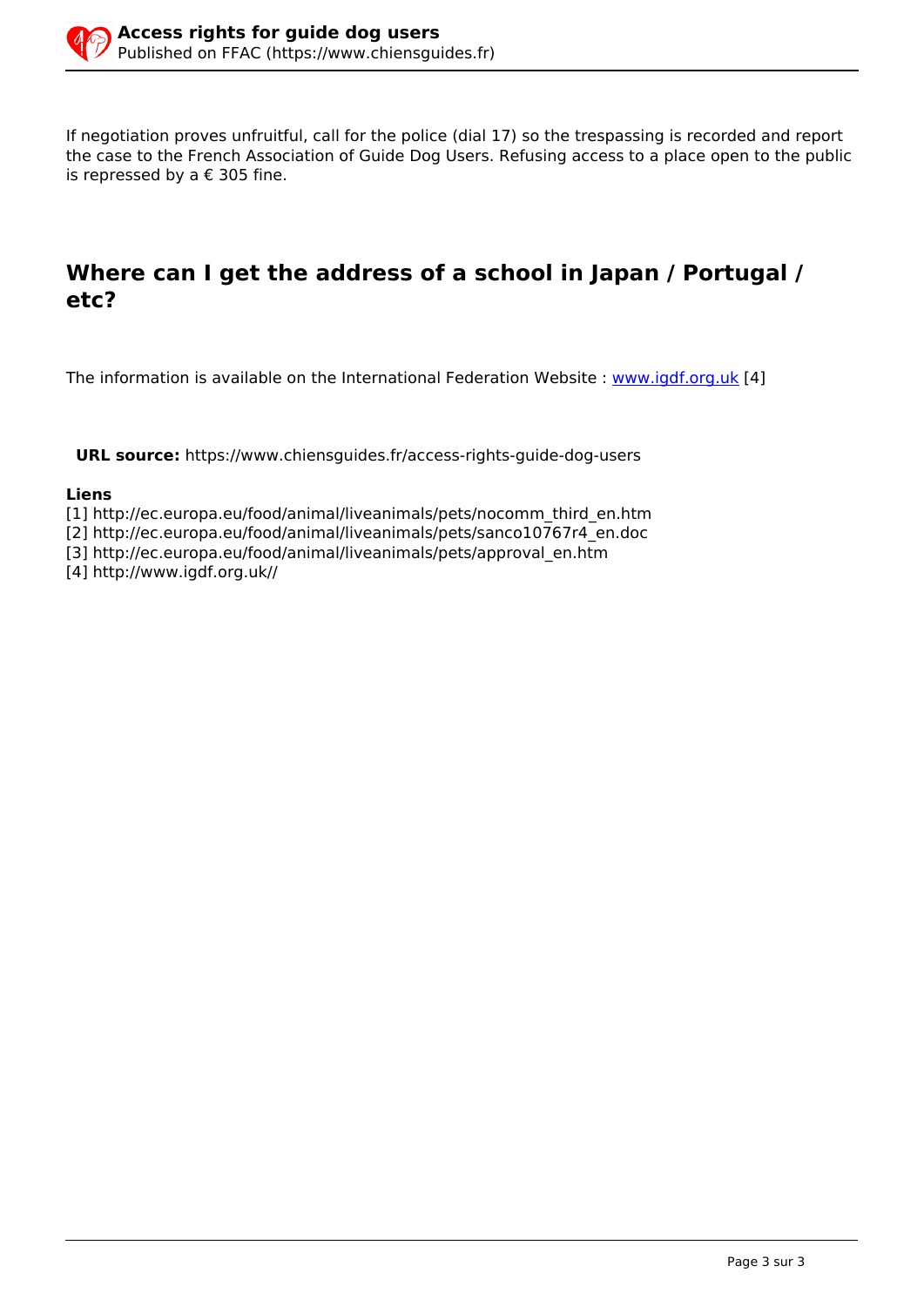If negotiation proves unfruitful, call for the police (dial 17) so the trespassing is recorded and report the case to the French Association of Guide Dog Users. Refusing access to a place open to the public is repressed by a € 305 fine.

## Where can I get the address of a school in Japan / Portugal / etc?

The information is available on the International Federation Website : [www.igdf.org.uk](http://www.igdf.org.uk//) [4]

**URL source:** https://www.chiensguides.fr/access-rights-guide-dog-users

**Liens**

[1] http://ec.europa.eu/food/animal/liveanimals/pets/nocomm_third_en.htm
[2] http://ec.europa.eu/food/animal/liveanimals/pets/sanco10767r4_en.doc
[3] http://ec.europa.eu/food/animal/liveanimals/pets/approval_en.htm
[4] http://www.igdf.org.uk//